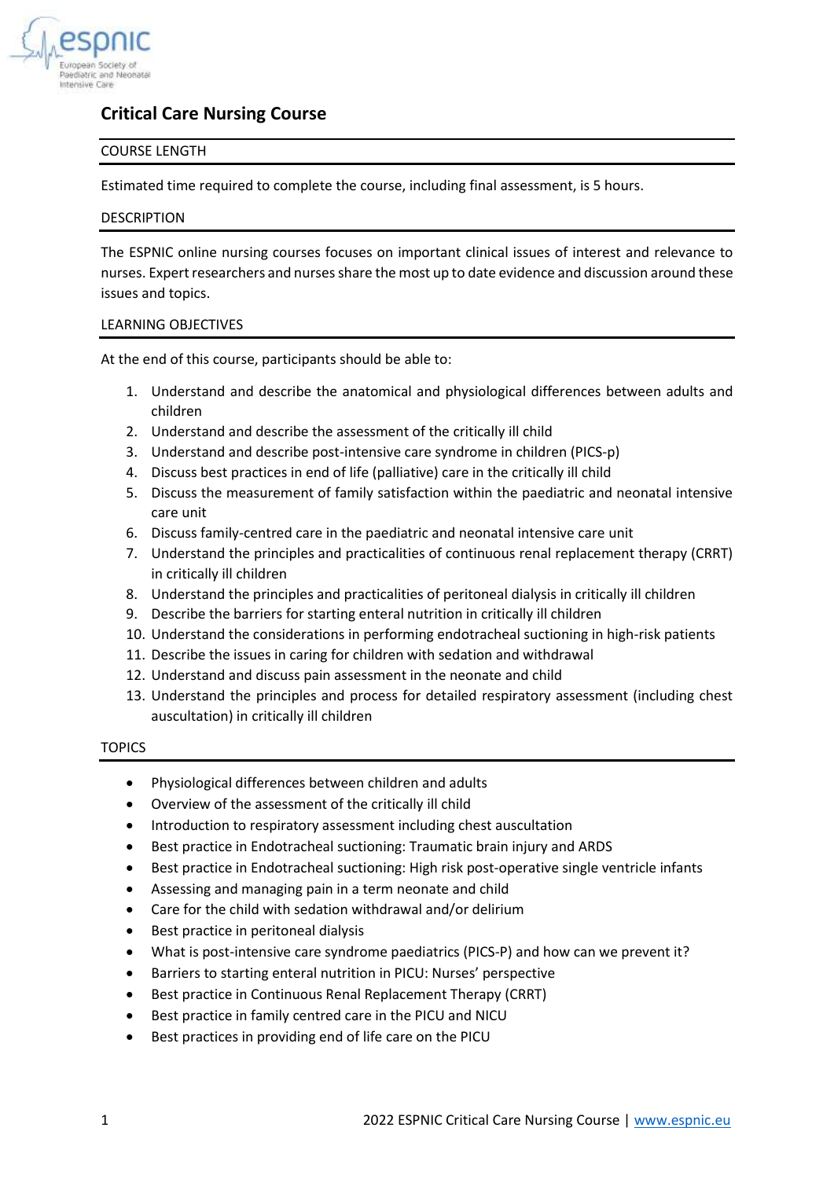# Critical Care Nursing Course

## COURSE LENGTH

Estimated time required to complete the course, including final assessment, is 5 hours.

## DESCRIPTION

The ESPNIC online nursing courses focuses on important clinical issues of interest and relevance to nurses. Expert researchers and nurses share the most up to date evidence and discussion around these issues and topics.

## LEARNING OBJECTIVES

At the end of this course, participants should be able to:

1. Understand and describe the anatomical and physiological differences between adults and children
2. Understand and describe the assessment of the critically ill child
3. Understand and describe post-intensive care syndrome in children (PICS-p)
4. Discuss best practices in end of life (palliative) care in the critically ill child
5. Discuss the measurement of family satisfaction within the paediatric and neonatal intensive care unit
6. Discuss family-centred care in the paediatric and neonatal intensive care unit
7. Understand the principles and practicalities of continuous renal replacement therapy (CRRT) in critically ill children
8. Understand the principles and practicalities of peritoneal dialysis in critically ill children
9. Describe the barriers for starting enteral nutrition in critically ill children
10. Understand the considerations in performing endotracheal suctioning in high-risk patients
11. Describe the issues in caring for children with sedation and withdrawal
12. Understand and discuss pain assessment in the neonate and child
13. Understand the principles and process for detailed respiratory assessment (including chest auscultation) in critically ill children

## TOPICS

- Physiological differences between children and adults
- Overview of the assessment of the critically ill child
- Introduction to respiratory assessment including chest auscultation
- Best practice in Endotracheal suctioning: Traumatic brain injury and ARDS
- Best practice in Endotracheal suctioning: High risk post-operative single ventricle infants
- Assessing and managing pain in a term neonate and child
- Care for the child with sedation withdrawal and/or delirium
- Best practice in peritoneal dialysis
- What is post-intensive care syndrome paediatrics (PICS-P) and how can we prevent it?
- Barriers to starting enteral nutrition in PICU: Nurses' perspective
- Best practice in Continuous Renal Replacement Therapy (CRRT)
- Best practice in family centred care in the PICU and NICU
- Best practices in providing end of life care on the PICU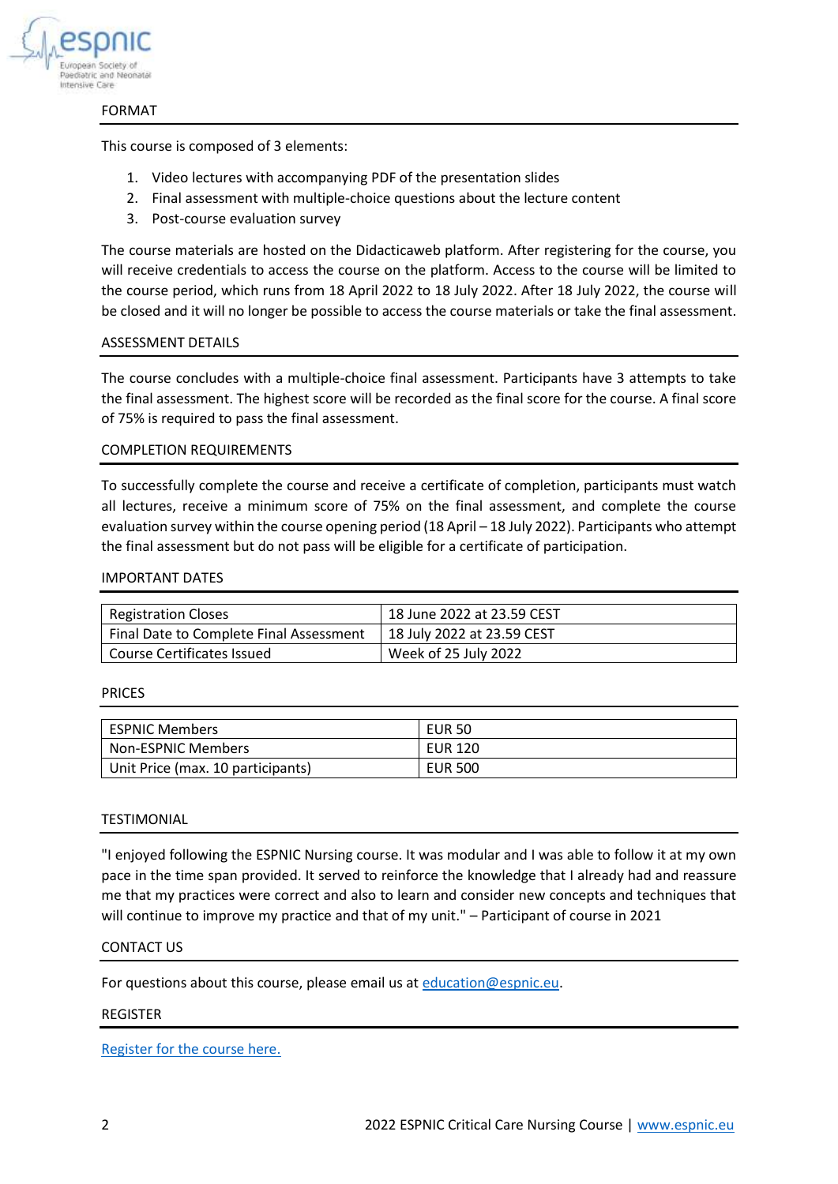## FORMAT

This course is composed of 3 elements:

1. Video lectures with accompanying PDF of the presentation slides
2. Final assessment with multiple-choice questions about the lecture content
3. Post-course evaluation survey

The course materials are hosted on the Didacticaweb platform. After registering for the course, you will receive credentials to access the course on the platform. Access to the course will be limited to the course period, which runs from 18 April 2022 to 18 July 2022. After 18 July 2022, the course will be closed and it will no longer be possible to access the course materials or take the final assessment.

## ASSESSMENT DETAILS

The course concludes with a multiple-choice final assessment. Participants have 3 attempts to take the final assessment. The highest score will be recorded as the final score for the course. A final score of 75% is required to pass the final assessment.

## COMPLETION REQUIREMENTS

To successfully complete the course and receive a certificate of completion, participants must watch all lectures, receive a minimum score of 75% on the final assessment, and complete the course evaluation survey within the course opening period (18 April – 18 July 2022). Participants who attempt the final assessment but do not pass will be eligible for a certificate of participation.

## IMPORTANT DATES

| | |
|---|---|
| Registration Closes | 18 June 2022 at 23.59 CEST |
| Final Date to Complete Final Assessment | 18 July 2022 at 23.59 CEST |
| Course Certificates Issued | Week of 25 July 2022 |

## PRICES

| | |
|---|---|
| ESPNIC Members | EUR 50 |
| Non-ESPNIC Members | EUR 120 |
| Unit Price (max. 10 participants) | EUR 500 |

## TESTIMONIAL

"I enjoyed following the ESPNIC Nursing course. It was modular and I was able to follow it at my own pace in the time span provided. It served to reinforce the knowledge that I already had and reassure me that my practices were correct and also to learn and consider new concepts and techniques that will continue to improve my practice and that of my unit." – Participant of course in 2021

## CONTACT US

For questions about this course, please email us at [education@espnic.eu](mailto:education@espnic.eu).

## REGISTER

[Register for the course here.]()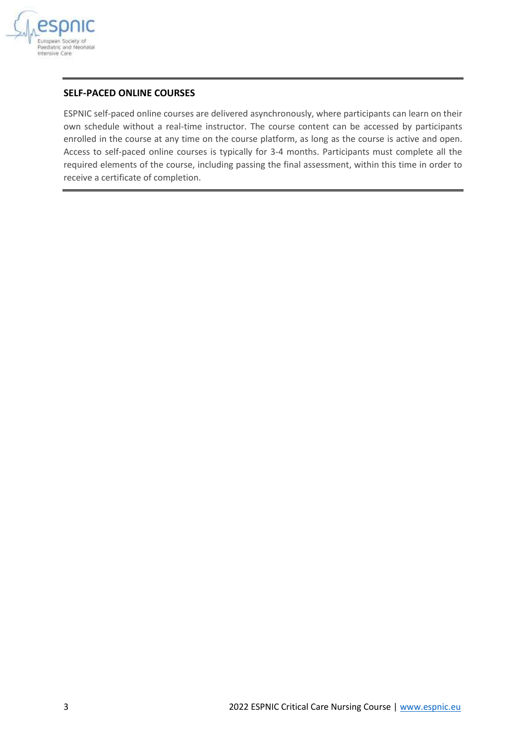## SELF-PACED ONLINE COURSES

ESPNIC self-paced online courses are delivered asynchronously, where participants can learn on their own schedule without a real-time instructor. The course content can be accessed by participants enrolled in the course at any time on the course platform, as long as the course is active and open. Access to self-paced online courses is typically for 3-4 months. Participants must complete all the required elements of the course, including passing the final assessment, within this time in order to receive a certificate of completion.